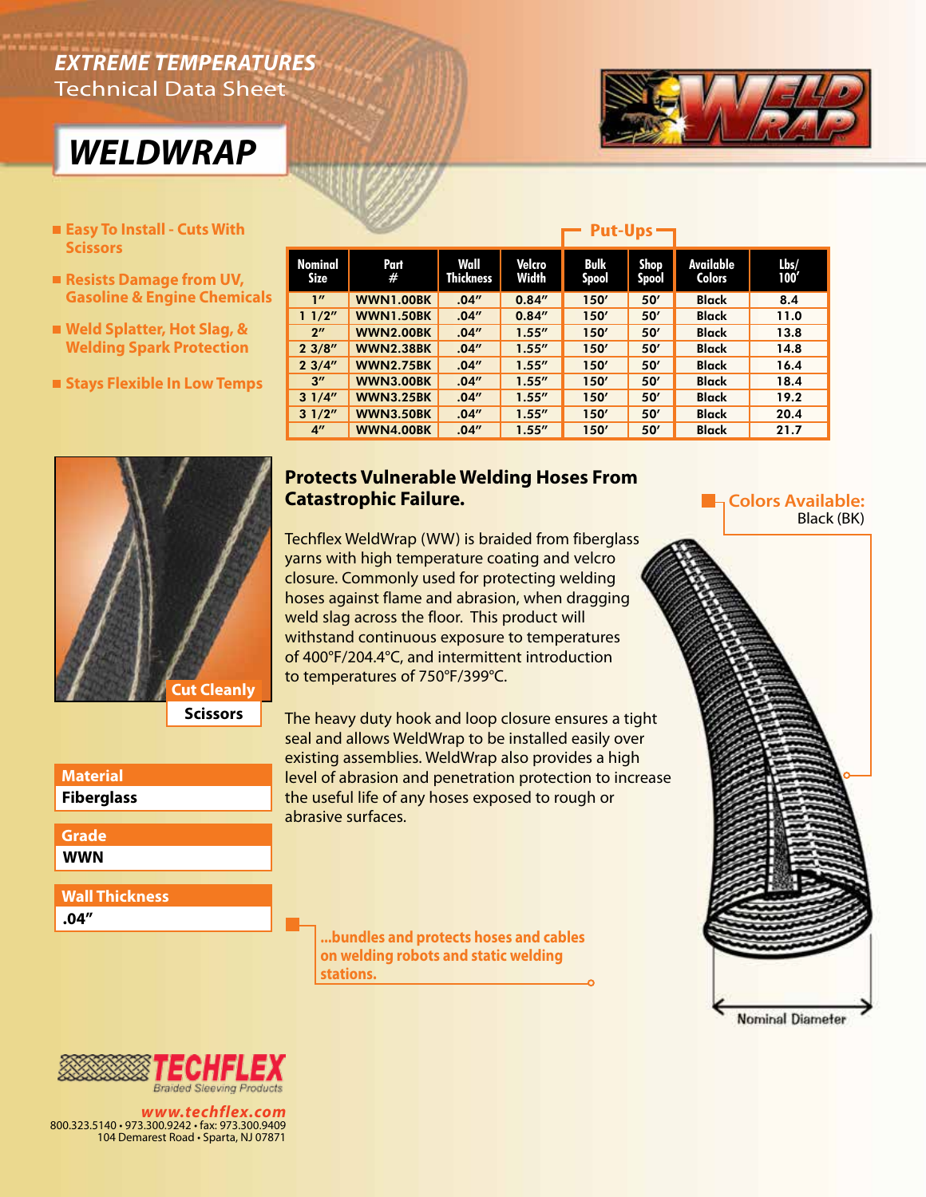**EXTREME TEMPERATURES**
Technical Data Sheet

# WELDWRAP

- Easy To Install - Cuts With Scissors
- Resists Damage from UV, Gasoline & Engine Chemicals
- Weld Splatter, Hot Slag, & Welding Spark Protection
- Stays Flexible In Low Temps

| Nominal Size | Part # | Wall Thickness | Velcro Width | Put-Ups | | Available Colors | Lbs/ 100′ |
|---|---|---|---|---|---|---|---|
| | | | | Bulk Spool | Shop Spool | | |
| 1″ | WWN1.00BK | .04″ | 0.84″ | 150′ | 50′ | Black | 8.4 |
| 1 1/2″ | WWN1.50BK | .04″ | 0.84″ | 150′ | 50′ | Black | 11.0 |
| 2″ | WWN2.00BK | .04″ | 1.55″ | 150′ | 50′ | Black | 13.8 |
| 2 3/8″ | WWN2.38BK | .04″ | 1.55″ | 150′ | 50′ | Black | 14.8 |
| 2 3/4″ | WWN2.75BK | .04″ | 1.55″ | 150′ | 50′ | Black | 16.4 |
| 3″ | WWN3.00BK | .04″ | 1.55″ | 150′ | 50′ | Black | 18.4 |
| 3 1/4″ | WWN3.25BK | .04″ | 1.55″ | 150′ | 50′ | Black | 19.2 |
| 3 1/2″ | WWN3.50BK | .04″ | 1.55″ | 150′ | 50′ | Black | 20.4 |
| 4″ | WWN4.00BK | .04″ | 1.55″ | 150′ | 50′ | Black | 21.7 |

Cut Cleanly
Scissors

**Material**
Fiberglass

**Grade**
WWN

**Wall Thickness**
.04″

## Protects Vulnerable Welding Hoses From Catastrophic Failure.

Techflex WeldWrap (WW) is braided from fiberglass yarns with high temperature coating and velcro closure. Commonly used for protecting welding hoses against flame and abrasion, when dragging weld slag across the floor. This product will withstand continuous exposure to temperatures of 400°F/204.4°C, and intermittent introduction to temperatures of 750°F/399°C.

The heavy duty hook and loop closure ensures a tight seal and allows WeldWrap to be installed easily over existing assemblies. WeldWrap also provides a high level of abrasion and penetration protection to increase the useful life of any hoses exposed to rough or abrasive surfaces.

...bundles and protects hoses and cables on welding robots and static welding stations.

**Colors Available:**
Black (BK)

Nominal Diameter

TECHFLEX
Braided Sleeving Products

www.techflex.com
800.323.5140 • 973.300.9242 • fax: 973.300.9409
104 Demarest Road • Sparta, NJ 07871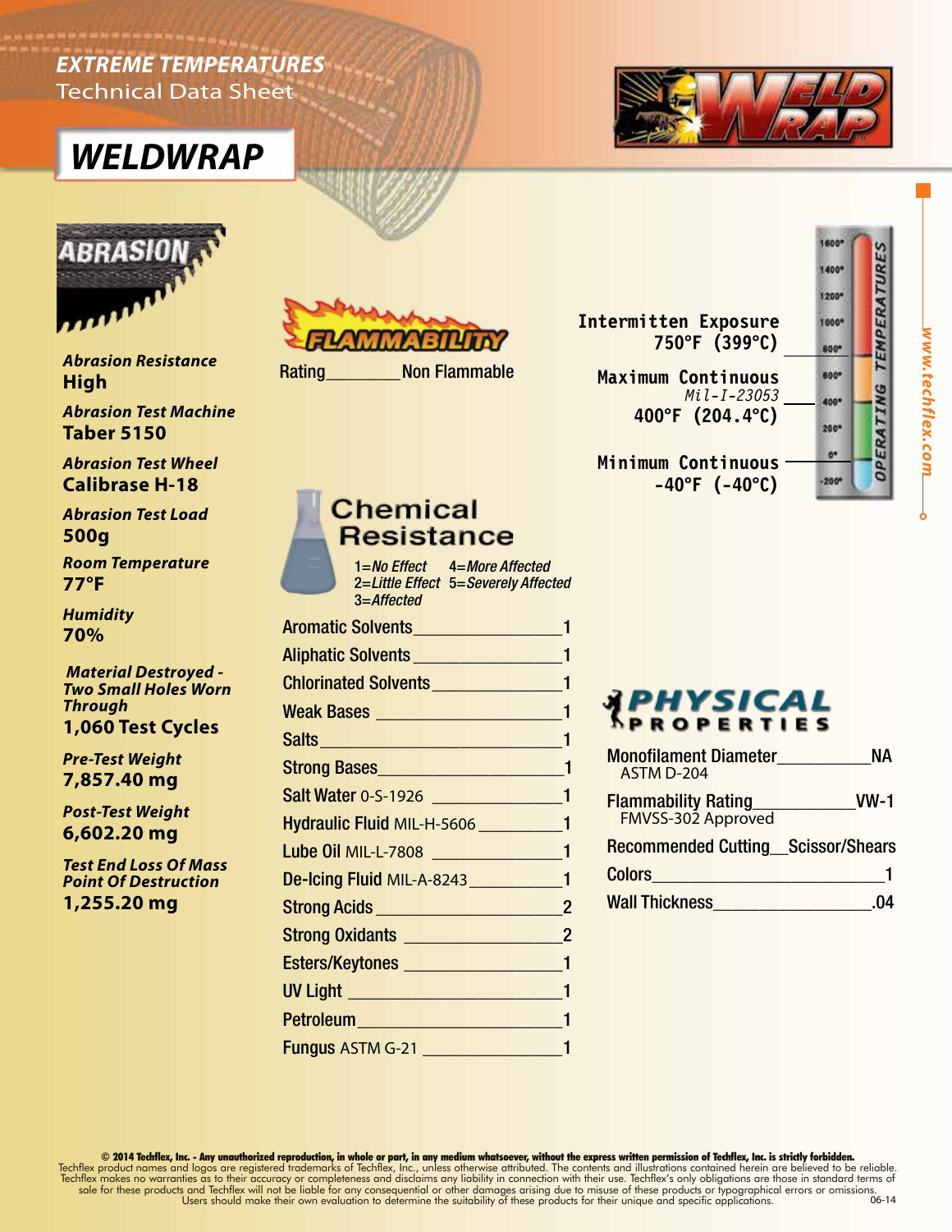# EXTREME TEMPERATURES
Technical Data Sheet

# WELDWRAP

## ABRASION

*Abrasion Resistance*
**High**

*Abrasion Test Machine*
**Taber 5150**

*Abrasion Test Wheel*
**Calibrase H-18**

*Abrasion Test Load*
**500g**

*Room Temperature*
**77°F**

*Humidity*
**70%**

*Material Destroyed - Two Small Holes Worn Through*
**1,060 Test Cycles**

*Pre-Test Weight*
**7,857.40 mg**

*Post-Test Weight*
**6,602.20 mg**

*Test End Loss Of Mass Point Of Destruction*
**1,255.20 mg**

## FLAMMABILITY

Rating________Non Flammable

## OPERATING TEMPERATURES

**Intermitten Exposure**
**750°F (399°C)**

**Maximum Continuous**
*Mil-I-23053*
**400°F (204.4°C)**

**Minimum Continuous**
**-40°F (-40°C)**

1800°
1400°
1200°
1000°
800°
600°
400°
200°
0°
-200°

## Chemical Resistance

1=*No Effect* 2=*Little Effect* 3=*Affected* 4=*More Affected* 5=*Severely Affected*

| | |
|---|---|
| Aromatic Solvents | 1 |
| Aliphatic Solvents | 1 |
| Chlorinated Solvents | 1 |
| Weak Bases | 1 |
| Salts | 1 |
| Strong Bases | 1 |
| Salt Water 0-S-1926 | 1 |
| Hydraulic Fluid MIL-H-5606 | 1 |
| Lube Oil MIL-L-7808 | 1 |
| De-Icing Fluid MIL-A-8243 | 1 |
| Strong Acids | 2 |
| Strong Oxidants | 2 |
| Esters/Keytones | 1 |
| UV Light | 1 |
| Petroleum | 1 |
| Fungus ASTM G-21 | 1 |

## PHYSICAL PROPERTIES

| | |
|---|---|
| Monofilament Diameter (ASTM D-204) | NA |
| Flammability Rating (FMVSS-302 Approved) | VW-1 |
| Recommended Cutting | Scissor/Shears |
| Colors | 1 |
| Wall Thickness | .04 |

www.techflex.com

© 2014 Techflex, Inc. - Any unauthorized reproduction, in whole or part, in any medium whatsoever, without the express written permission of Techflex, Inc. is strictly forbidden.
Techflex product names and logos are registered trademarks of Techflex, Inc., unless otherwise attributed. The contents and illustrations contained herein are believed to be reliable. Techflex makes no warranties as to their accuracy or completeness and disclaims any liability in connection with their use. Techflex's only obligations are those in standard terms of sale for these products and Techflex will not be liable for any consequential or other damages arising due to misuse of these products or typographical errors or omissions. Users should make their own evaluation to determine the suitability of these products for their unique and specific applications. 06-14